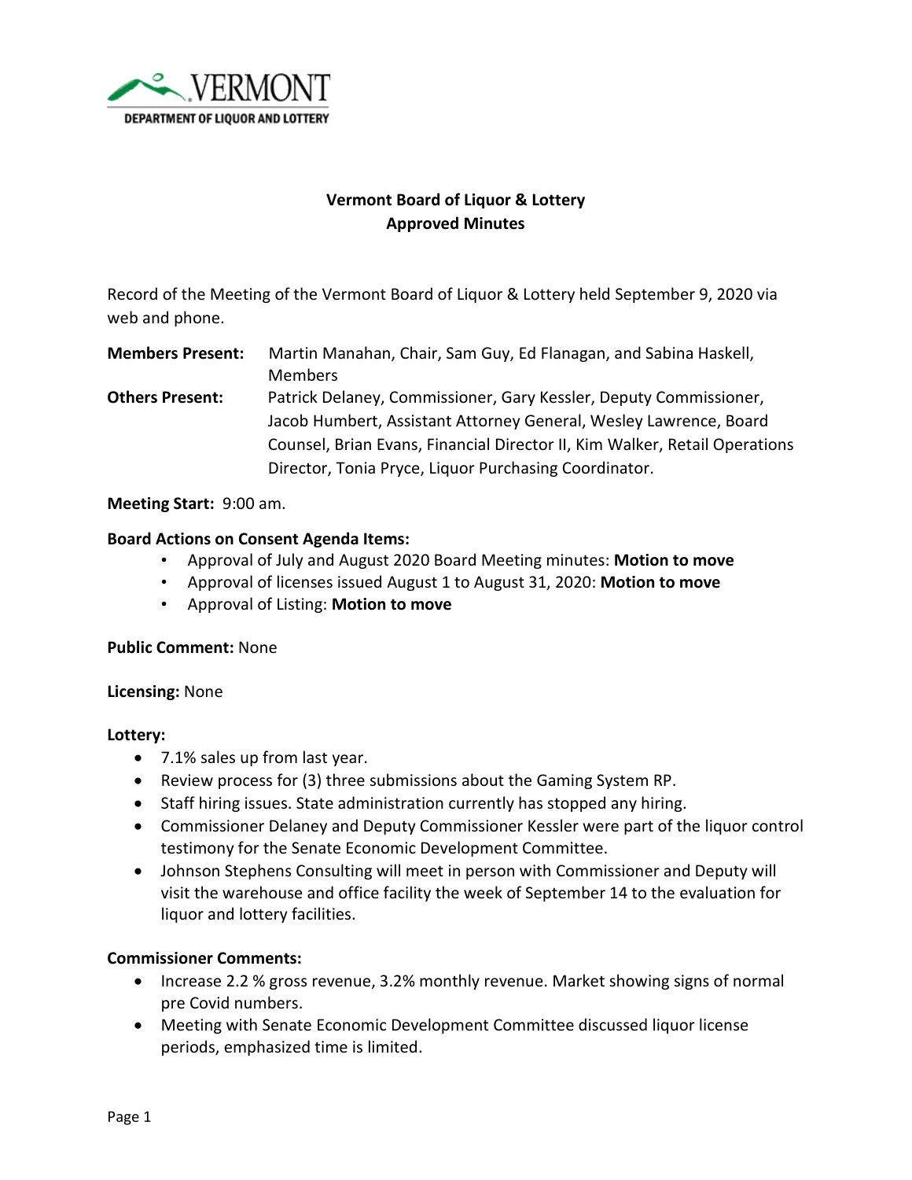VERMONT
DEPARTMENT OF LIQUOR AND LOTTERY

# Vermont Board of Liquor & Lottery
## Approved Minutes

Record of the Meeting of the Vermont Board of Liquor & Lottery held September 9, 2020 via web and phone.

**Members Present:** Martin Manahan, Chair, Sam Guy, Ed Flanagan, and Sabina Haskell, Members

**Others Present:** Patrick Delaney, Commissioner, Gary Kessler, Deputy Commissioner, Jacob Humbert, Assistant Attorney General, Wesley Lawrence, Board Counsel, Brian Evans, Financial Director II, Kim Walker, Retail Operations Director, Tonia Pryce, Liquor Purchasing Coordinator.

**Meeting Start:** 9:00 am.

**Board Actions on Consent Agenda Items:**

- Approval of July and August 2020 Board Meeting minutes: **Motion to move**
- Approval of licenses issued August 1 to August 31, 2020: **Motion to move**
- Approval of Listing: **Motion to move**

**Public Comment:** None

**Licensing:** None

**Lottery:**

- 7.1% sales up from last year.
- Review process for (3) three submissions about the Gaming System RP.
- Staff hiring issues. State administration currently has stopped any hiring.
- Commissioner Delaney and Deputy Commissioner Kessler were part of the liquor control testimony for the Senate Economic Development Committee.
- Johnson Stephens Consulting will meet in person with Commissioner and Deputy will visit the warehouse and office facility the week of September 14 to the evaluation for liquor and lottery facilities.

**Commissioner Comments:**

- Increase 2.2 % gross revenue, 3.2% monthly revenue. Market showing signs of normal pre Covid numbers.
- Meeting with Senate Economic Development Committee discussed liquor license periods, emphasized time is limited.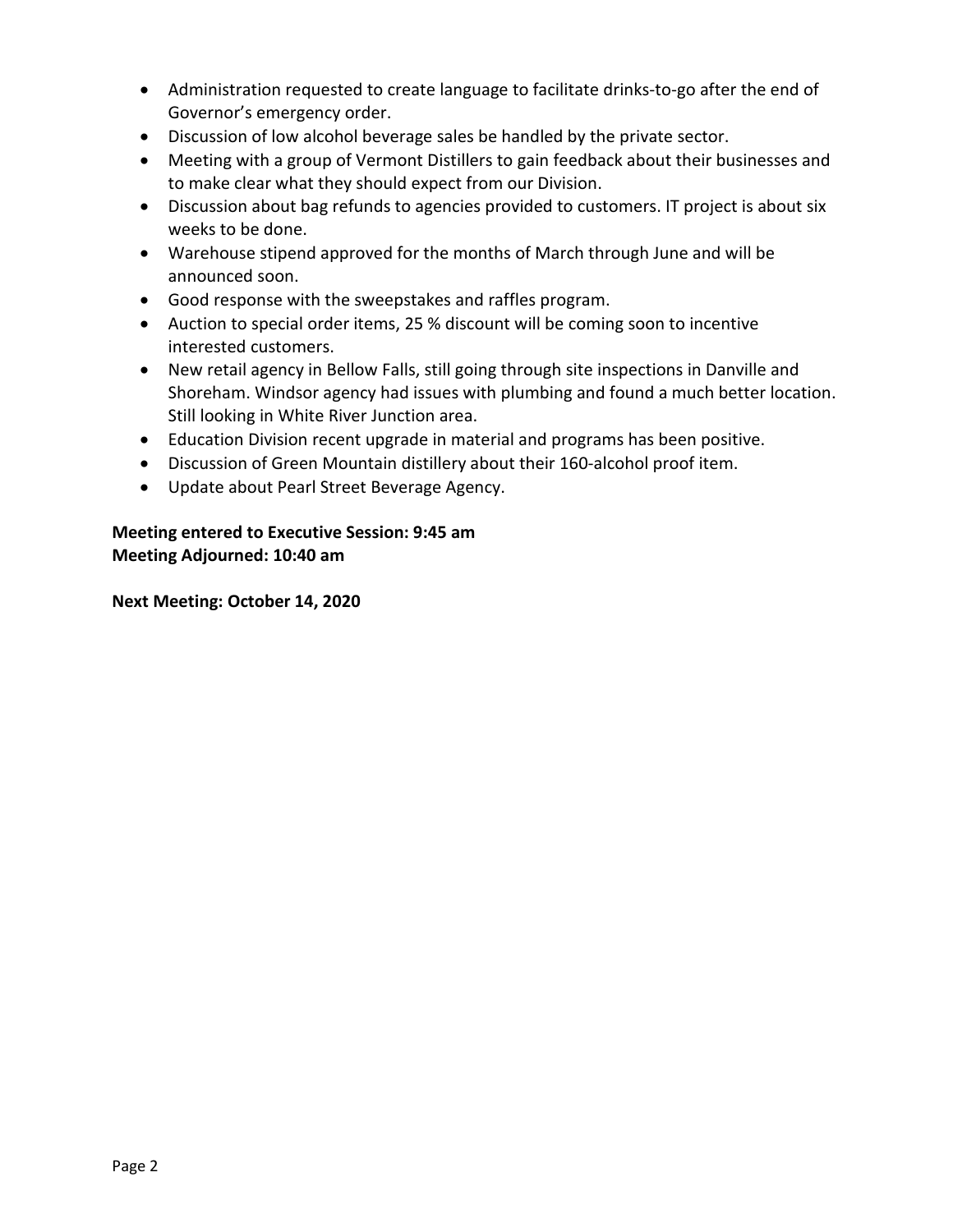- Administration requested to create language to facilitate drinks-to-go after the end of Governor's emergency order.
- Discussion of low alcohol beverage sales be handled by the private sector.
- Meeting with a group of Vermont Distillers to gain feedback about their businesses and to make clear what they should expect from our Division.
- Discussion about bag refunds to agencies provided to customers. IT project is about six weeks to be done.
- Warehouse stipend approved for the months of March through June and will be announced soon.
- Good response with the sweepstakes and raffles program.
- Auction to special order items, 25 % discount will be coming soon to incentive interested customers.
- New retail agency in Bellow Falls, still going through site inspections in Danville and Shoreham. Windsor agency had issues with plumbing and found a much better location. Still looking in White River Junction area.
- Education Division recent upgrade in material and programs has been positive.
- Discussion of Green Mountain distillery about their 160-alcohol proof item.
- Update about Pearl Street Beverage Agency.

**Meeting entered to Executive Session: 9:45 am**
**Meeting Adjourned: 10:40 am**

**Next Meeting: October 14, 2020**